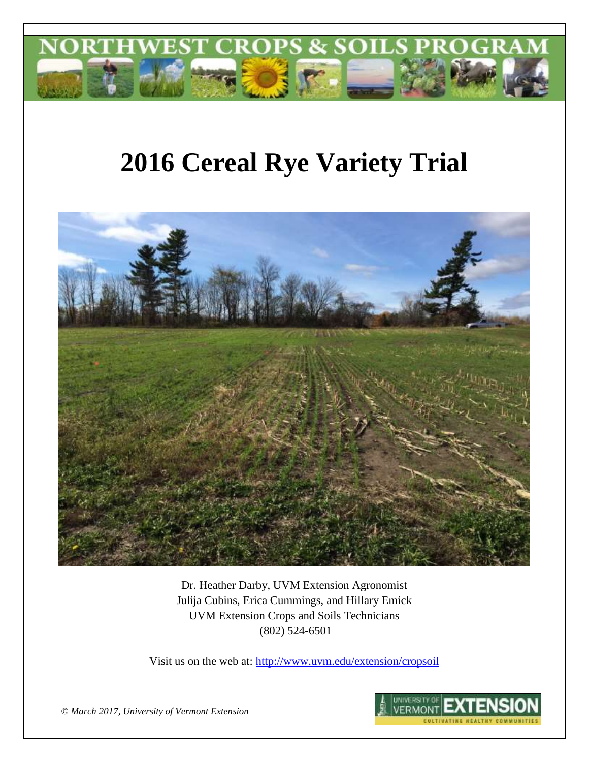NORTHWEST CROPS & SOILS PROGRAM

# 2016 Cereal Rye Variety Trial

Dr. Heather Darby, UVM Extension Agronomist
Julija Cubins, Erica Cummings, and Hillary Emick
UVM Extension Crops and Soils Technicians
(802) 524-6501

Visit us on the web at: http://www.uvm.edu/extension/cropsoil

*© March 2017, University of Vermont Extension*

UNIVERSITY OF VERMONT EXTENSION
CULTIVATING HEALTHY COMMUNITIES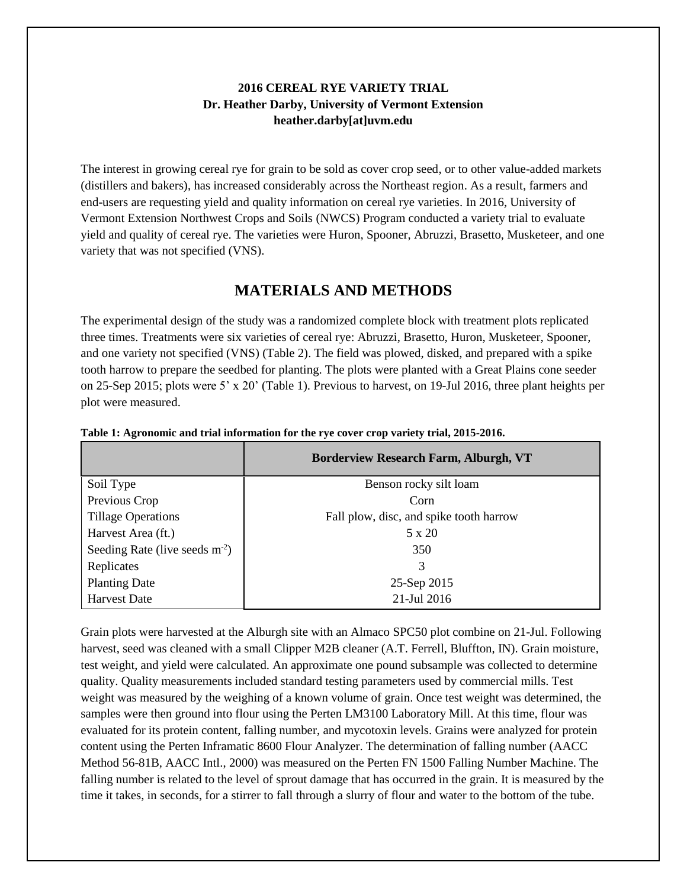**2016 CEREAL RYE VARIETY TRIAL**
**Dr. Heather Darby, University of Vermont Extension**
**heather.darby[at]uvm.edu**

The interest in growing cereal rye for grain to be sold as cover crop seed, or to other value-added markets (distillers and bakers), has increased considerably across the Northeast region. As a result, farmers and end-users are requesting yield and quality information on cereal rye varieties. In 2016, University of Vermont Extension Northwest Crops and Soils (NWCS) Program conducted a variety trial to evaluate yield and quality of cereal rye. The varieties were Huron, Spooner, Abruzzi, Brasetto, Musketeer, and one variety that was not specified (VNS).

## MATERIALS AND METHODS

The experimental design of the study was a randomized complete block with treatment plots replicated three times. Treatments were six varieties of cereal rye: Abruzzi, Brasetto, Huron, Musketeer, Spooner, and one variety not specified (VNS) (Table 2). The field was plowed, disked, and prepared with a spike tooth harrow to prepare the seedbed for planting. The plots were planted with a Great Plains cone seeder on 25-Sep 2015; plots were 5' x 20' (Table 1). Previous to harvest, on 19-Jul 2016, three plant heights per plot were measured.

**Table 1: Agronomic and trial information for the rye cover crop variety trial, 2015-2016.**

| | Borderview Research Farm, Alburgh, VT |
|---|---|
| Soil Type | Benson rocky silt loam |
| Previous Crop | Corn |
| Tillage Operations | Fall plow, disc, and spike tooth harrow |
| Harvest Area (ft.) | 5 x 20 |
| Seeding Rate (live seeds $m^{-2}$) | 350 |
| Replicates | 3 |
| Planting Date | 25-Sep 2015 |
| Harvest Date | 21-Jul 2016 |

Grain plots were harvested at the Alburgh site with an Almaco SPC50 plot combine on 21-Jul. Following harvest, seed was cleaned with a small Clipper M2B cleaner (A.T. Ferrell, Bluffton, IN). Grain moisture, test weight, and yield were calculated. An approximate one pound subsample was collected to determine quality. Quality measurements included standard testing parameters used by commercial mills. Test weight was measured by the weighing of a known volume of grain. Once test weight was determined, the samples were then ground into flour using the Perten LM3100 Laboratory Mill. At this time, flour was evaluated for its protein content, falling number, and mycotoxin levels. Grains were analyzed for protein content using the Perten Inframatic 8600 Flour Analyzer. The determination of falling number (AACC Method 56-81B, AACC Intl., 2000) was measured on the Perten FN 1500 Falling Number Machine. The falling number is related to the level of sprout damage that has occurred in the grain. It is measured by the time it takes, in seconds, for a stirrer to fall through a slurry of flour and water to the bottom of the tube.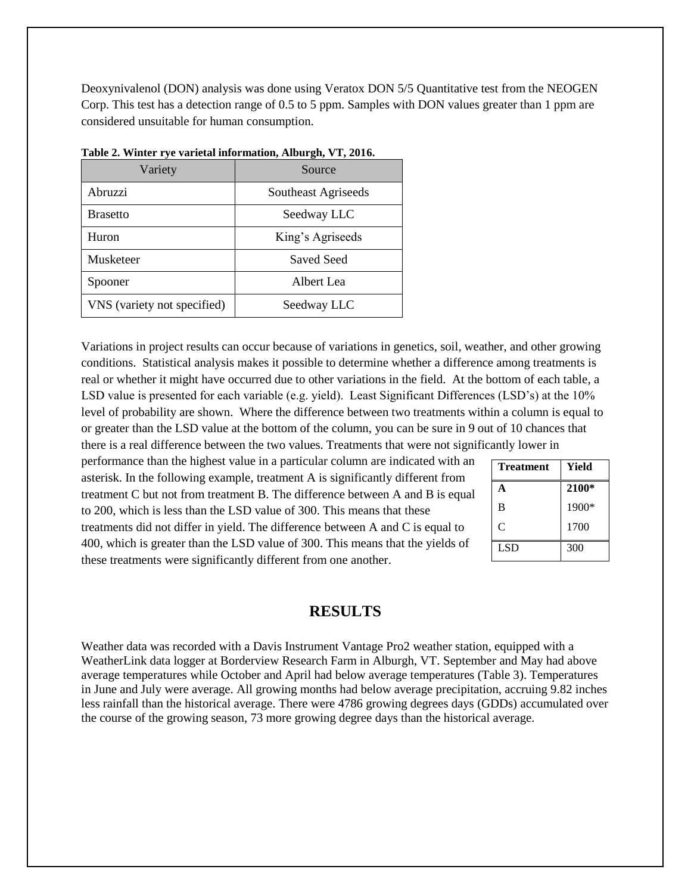Deoxynivalenol (DON) analysis was done using Veratox DON 5/5 Quantitative test from the NEOGEN Corp. This test has a detection range of 0.5 to 5 ppm. Samples with DON values greater than 1 ppm are considered unsuitable for human consumption.

**Table 2. Winter rye varietal information, Alburgh, VT, 2016.**

| Variety | Source |
|---|---|
| Abruzzi | Southeast Agriseeds |
| Brasetto | Seedway LLC |
| Huron | King's Agriseeds |
| Musketeer | Saved Seed |
| Spooner | Albert Lea |
| VNS (variety not specified) | Seedway LLC |

Variations in project results can occur because of variations in genetics, soil, weather, and other growing conditions. Statistical analysis makes it possible to determine whether a difference among treatments is real or whether it might have occurred due to other variations in the field. At the bottom of each table, a LSD value is presented for each variable (e.g. yield). Least Significant Differences (LSD's) at the 10% level of probability are shown. Where the difference between two treatments within a column is equal to or greater than the LSD value at the bottom of the column, you can be sure in 9 out of 10 chances that there is a real difference between the two values. Treatments that were not significantly lower in performance than the highest value in a particular column are indicated with an asterisk. In the following example, treatment A is significantly different from treatment C but not from treatment B. The difference between A and B is equal to 200, which is less than the LSD value of 300. This means that these treatments did not differ in yield. The difference between A and C is equal to 400, which is greater than the LSD value of 300. This means that the yields of these treatments were significantly different from one another.

| Treatment | Yield |
|---|---|
| **A** | **2100*** |
| B | 1900* |
| C | 1700 |
| LSD | 300 |

# RESULTS

Weather data was recorded with a Davis Instrument Vantage Pro2 weather station, equipped with a WeatherLink data logger at Borderview Research Farm in Alburgh, VT. September and May had above average temperatures while October and April had below average temperatures (Table 3). Temperatures in June and July were average. All growing months had below average precipitation, accruing 9.82 inches less rainfall than the historical average. There were 4786 growing degrees days (GDDs) accumulated over the course of the growing season, 73 more growing degree days than the historical average.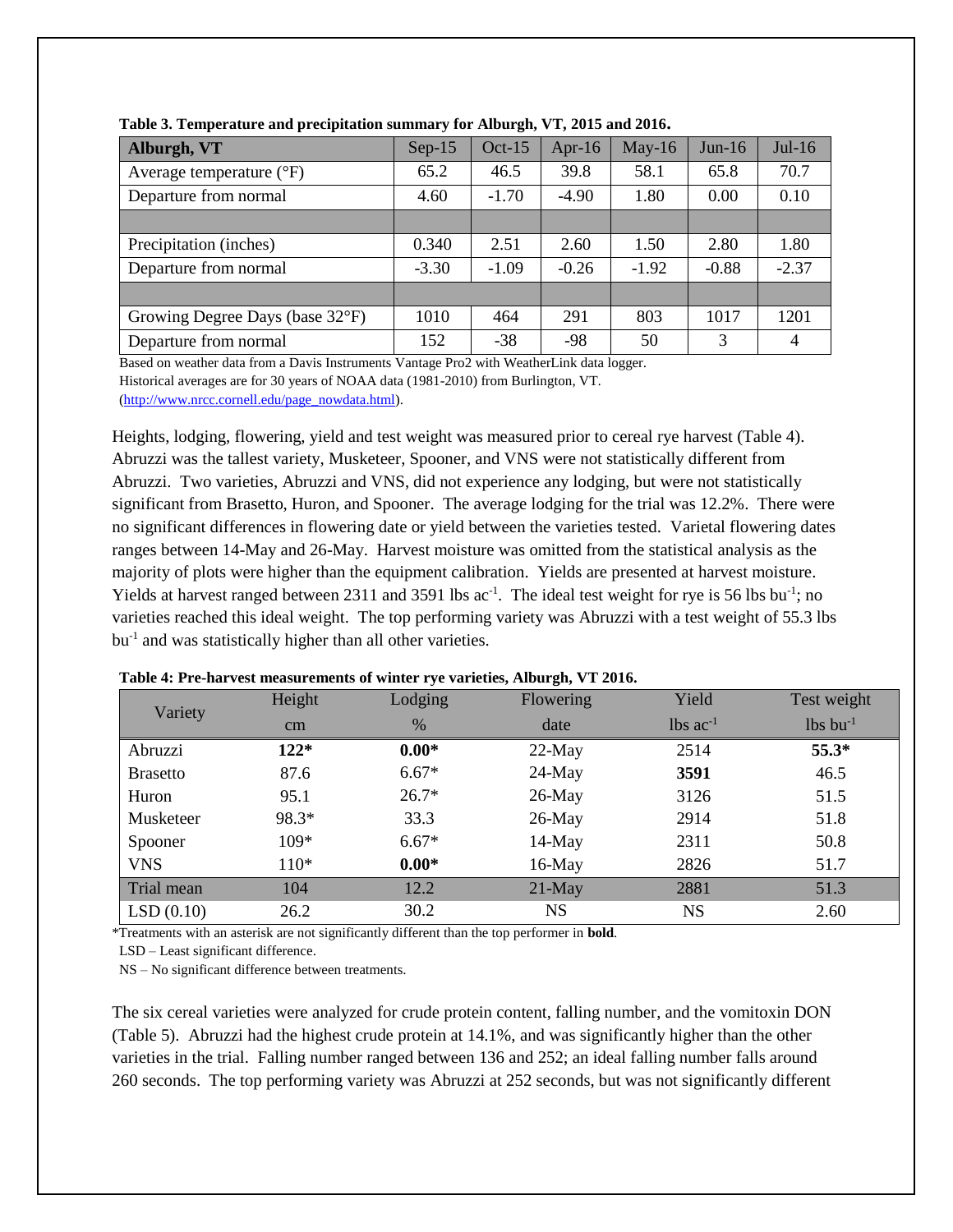**Table 3. Temperature and precipitation summary for Alburgh, VT, 2015 and 2016.**

| Alburgh, VT | Sep-15 | Oct-15 | Apr-16 | May-16 | Jun-16 | Jul-16 |
|---|---|---|---|---|---|---|
| Average temperature (°F) | 65.2 | 46.5 | 39.8 | 58.1 | 65.8 | 70.7 |
| Departure from normal | 4.60 | -1.70 | -4.90 | 1.80 | 0.00 | 0.10 |
| | | | | | | |
| Precipitation (inches) | 0.340 | 2.51 | 2.60 | 1.50 | 2.80 | 1.80 |
| Departure from normal | -3.30 | -1.09 | -0.26 | -1.92 | -0.88 | -2.37 |
| | | | | | | |
| Growing Degree Days (base 32°F) | 1010 | 464 | 291 | 803 | 1017 | 1201 |
| Departure from normal | 152 | -38 | -98 | 50 | 3 | 4 |

Based on weather data from a Davis Instruments Vantage Pro2 with WeatherLink data logger.
Historical averages are for 30 years of NOAA data (1981-2010) from Burlington, VT.
(http://www.nrcc.cornell.edu/page_nowdata.html).

Heights, lodging, flowering, yield and test weight was measured prior to cereal rye harvest (Table 4). Abruzzi was the tallest variety, Musketeer, Spooner, and VNS were not statistically different from Abruzzi. Two varieties, Abruzzi and VNS, did not experience any lodging, but were not statistically significant from Brasetto, Huron, and Spooner. The average lodging for the trial was 12.2%. There were no significant differences in flowering date or yield between the varieties tested. Varietal flowering dates ranges between 14-May and 26-May. Harvest moisture was omitted from the statistical analysis as the majority of plots were higher than the equipment calibration. Yields are presented at harvest moisture. Yields at harvest ranged between 2311 and 3591 lbs ac$^{-1}$. The ideal test weight for rye is 56 lbs bu$^{-1}$; no varieties reached this ideal weight. The top performing variety was Abruzzi with a test weight of 55.3 lbs bu$^{-1}$ and was statistically higher than all other varieties.

**Table 4: Pre-harvest measurements of winter rye varieties, Alburgh, VT 2016.**

| Variety | Height | Lodging | Flowering | Yield | Test weight |
|---|---|---|---|---|---|
| | cm | % | date | lbs ac$^{-1}$ | lbs bu$^{-1}$ |
| Abruzzi | **122*** | **0.00*** | 22-May | 2514 | **55.3*** |
| Brasetto | 87.6 | 6.67* | 24-May | **3591** | 46.5 |
| Huron | 95.1 | 26.7* | 26-May | 3126 | 51.5 |
| Musketeer | 98.3* | 33.3 | 26-May | 2914 | 51.8 |
| Spooner | 109* | 6.67* | 14-May | 2311 | 50.8 |
| VNS | 110* | **0.00*** | 16-May | 2826 | 51.7 |
| Trial mean | 104 | 12.2 | 21-May | 2881 | 51.3 |
| LSD (0.10) | 26.2 | 30.2 | NS | NS | 2.60 |

*Treatments with an asterisk are not significantly different than the top performer in **bold**.
LSD – Least significant difference.
NS – No significant difference between treatments.

The six cereal varieties were analyzed for crude protein content, falling number, and the vomitoxin DON (Table 5). Abruzzi had the highest crude protein at 14.1%, and was significantly higher than the other varieties in the trial. Falling number ranged between 136 and 252; an ideal falling number falls around 260 seconds. The top performing variety was Abruzzi at 252 seconds, but was not significantly different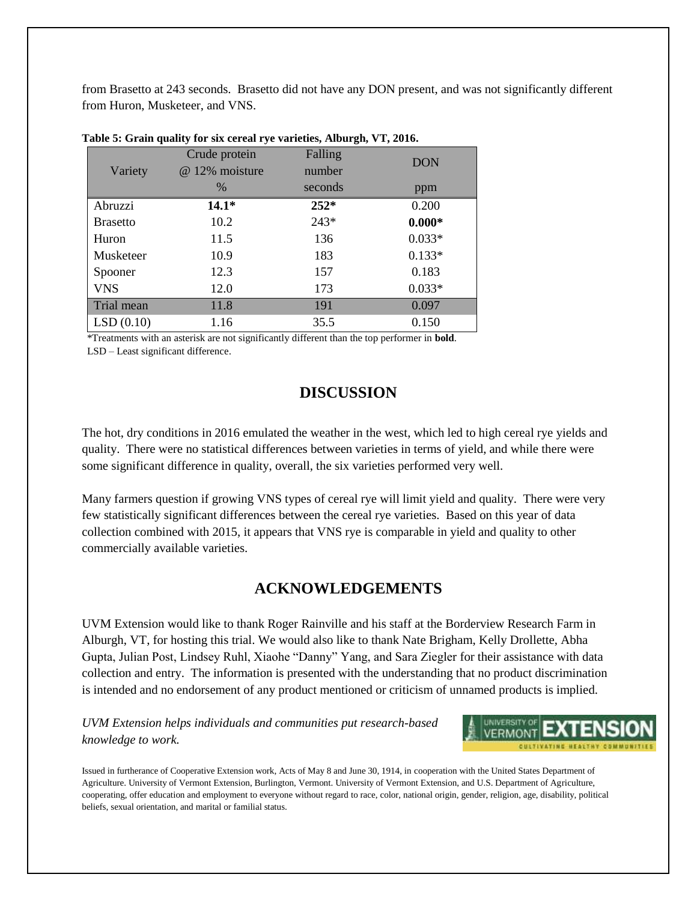from Brasetto at 243 seconds. Brasetto did not have any DON present, and was not significantly different from Huron, Musketeer, and VNS.

**Table 5: Grain quality for six cereal rye varieties, Alburgh, VT, 2016.**

| Variety | Crude protein @ 12% moisture | Falling number | DON |
|---|---|---|---|
| | % | seconds | ppm |
| Abruzzi | **14.1*** | **252*** | 0.200 |
| Brasetto | 10.2 | 243* | **0.000*** |
| Huron | 11.5 | 136 | 0.033* |
| Musketeer | 10.9 | 183 | 0.133* |
| Spooner | 12.3 | 157 | 0.183 |
| VNS | 12.0 | 173 | 0.033* |
| Trial mean | 11.8 | 191 | 0.097 |
| LSD (0.10) | 1.16 | 35.5 | 0.150 |

*Treatments with an asterisk are not significantly different than the top performer in **bold**.
LSD – Least significant difference.

## DISCUSSION

The hot, dry conditions in 2016 emulated the weather in the west, which led to high cereal rye yields and quality. There were no statistical differences between varieties in terms of yield, and while there were some significant difference in quality, overall, the six varieties performed very well.

Many farmers question if growing VNS types of cereal rye will limit yield and quality. There were very few statistically significant differences between the cereal rye varieties. Based on this year of data collection combined with 2015, it appears that VNS rye is comparable in yield and quality to other commercially available varieties.

## ACKNOWLEDGEMENTS

UVM Extension would like to thank Roger Rainville and his staff at the Borderview Research Farm in Alburgh, VT, for hosting this trial. We would also like to thank Nate Brigham, Kelly Drollette, Abha Gupta, Julian Post, Lindsey Ruhl, Xiaohe "Danny" Yang, and Sara Ziegler for their assistance with data collection and entry. The information is presented with the understanding that no product discrimination is intended and no endorsement of any product mentioned or criticism of unnamed products is implied.

*UVM Extension helps individuals and communities put research-based knowledge to work.*

UNIVERSITY OF VERMONT EXTENSION
CULTIVATING HEALTHY COMMUNITIES

Issued in furtherance of Cooperative Extension work, Acts of May 8 and June 30, 1914, in cooperation with the United States Department of Agriculture. University of Vermont Extension, Burlington, Vermont. University of Vermont Extension, and U.S. Department of Agriculture, cooperating, offer education and employment to everyone without regard to race, color, national origin, gender, religion, age, disability, political beliefs, sexual orientation, and marital or familial status.